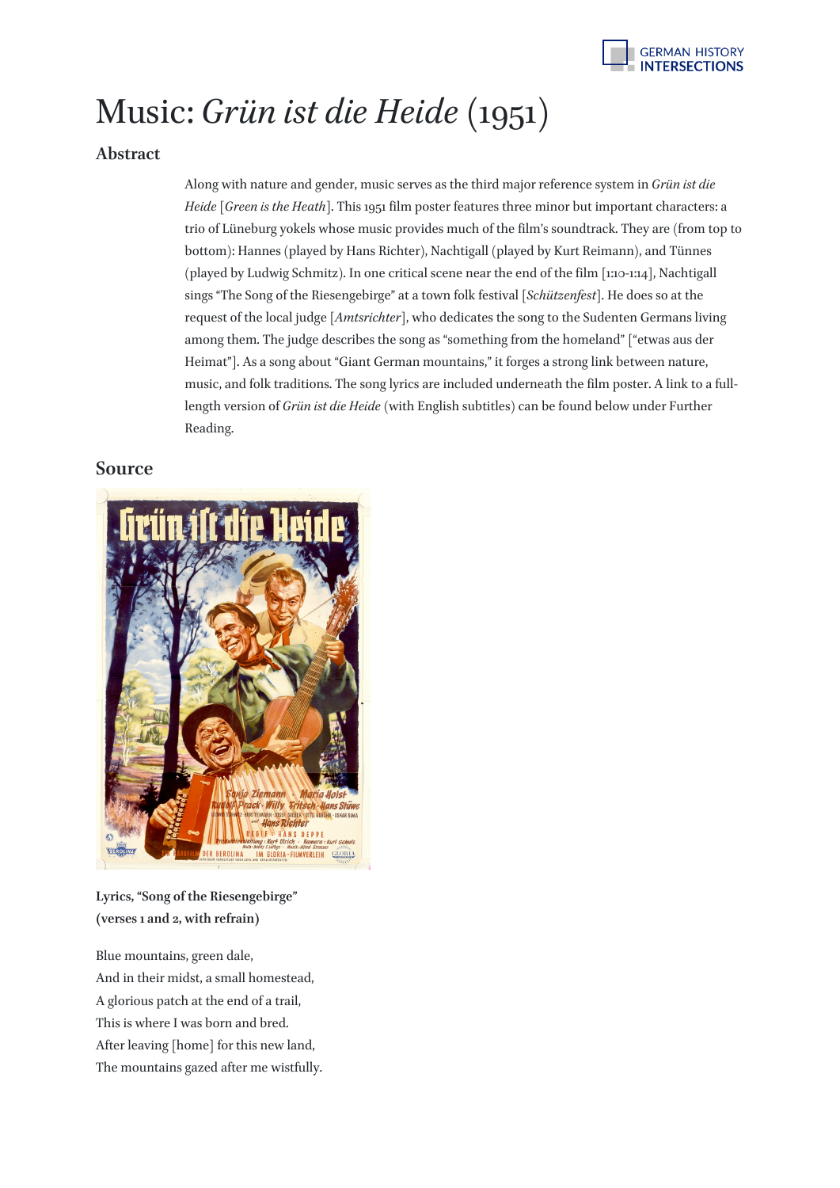# Music: *Grün ist die Heide* (1951)

## Abstract

Along with nature and gender, music serves as the third major reference system in *Grün ist die Heide* [*Green is the Heath*]. This 1951 film poster features three minor but important characters: a trio of Lüneburg yokels whose music provides much of the film's soundtrack. They are (from top to bottom): Hannes (played by Hans Richter), Nachtigall (played by Kurt Reimann), and Tünnes (played by Ludwig Schmitz). In one critical scene near the end of the film [1:10-1:14], Nachtigall sings "The Song of the Riesengebirge" at a town folk festival [*Schützenfest*]. He does so at the request of the local judge [*Amtsrichter*], who dedicates the song to the Sudenten Germans living among them. The judge describes the song as "something from the homeland" ["etwas aus der Heimat"]. As a song about "Giant German mountains," it forges a strong link between nature, music, and folk traditions. The song lyrics are included underneath the film poster. A link to a full-length version of *Grün ist die Heide* (with English subtitles) can be found below under Further Reading.

## Source

**Lyrics, "Song of the Riesengebirge" (verses 1 and 2, with refrain)**

Blue mountains, green dale,
And in their midst, a small homestead,
A glorious patch at the end of a trail,
This is where I was born and bred.
After leaving [home] for this new land,
The mountains gazed after me wistfully.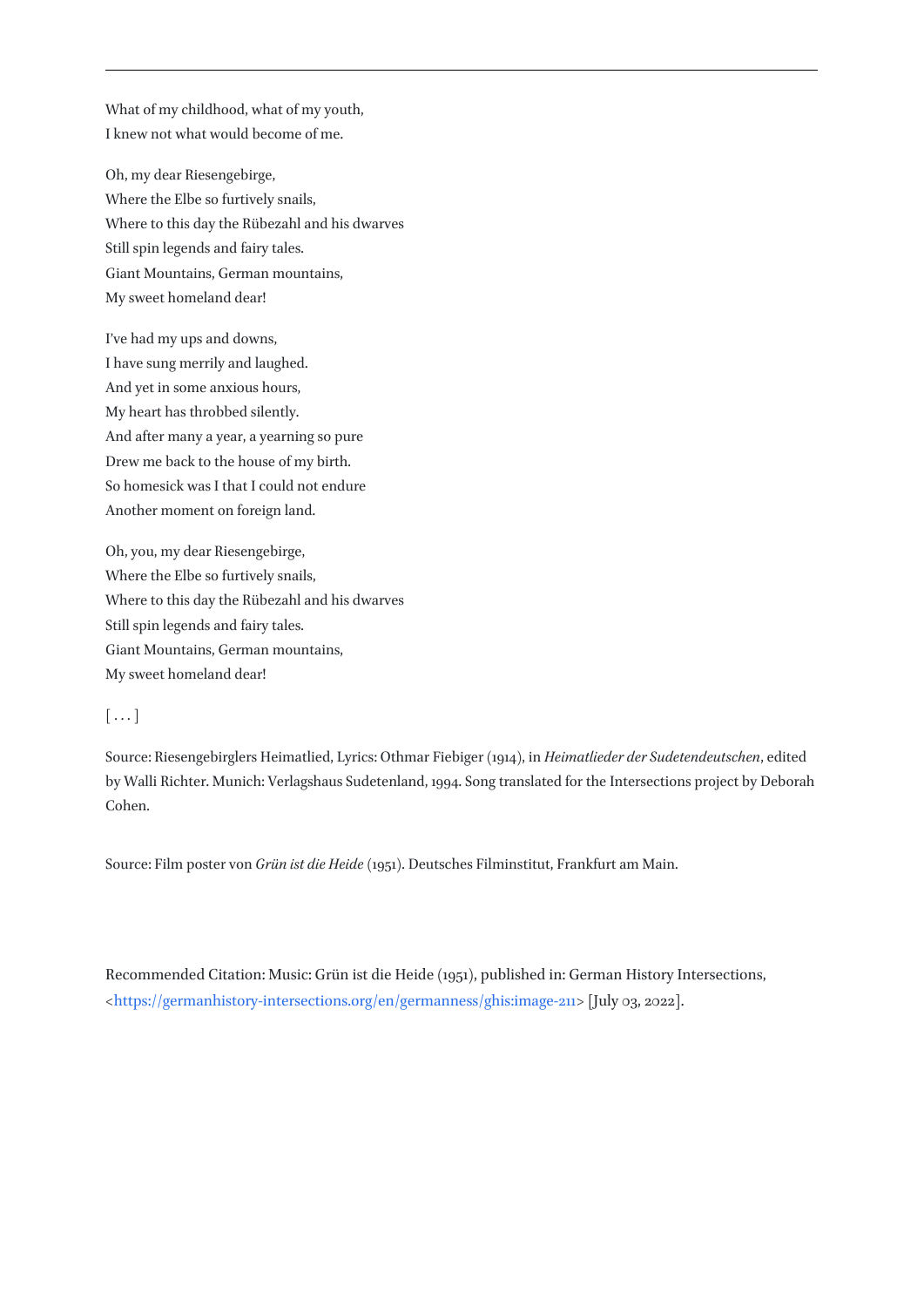What of my childhood, what of my youth,
I knew not what would become of me.

Oh, my dear Riesengebirge,
Where the Elbe so furtively snails,
Where to this day the Rübezahl and his dwarves
Still spin legends and fairy tales.
Giant Mountains, German mountains,
My sweet homeland dear!

I've had my ups and downs,
I have sung merrily and laughed.
And yet in some anxious hours,
My heart has throbbed silently.
And after many a year, a yearning so pure
Drew me back to the house of my birth.
So homesick was I that I could not endure
Another moment on foreign land.

Oh, you, my dear Riesengebirge,
Where the Elbe so furtively snails,
Where to this day the Rübezahl and his dwarves
Still spin legends and fairy tales.
Giant Mountains, German mountains,
My sweet homeland dear!

[ . . . ]

Source: Riesengebirglers Heimatlied, Lyrics: Othmar Fiebiger (1914), in *Heimatlieder der Sudetendeutschen*, edited by Walli Richter. Munich: Verlagshaus Sudetenland, 1994. Song translated for the Intersections project by Deborah Cohen.

Source: Film poster von *Grün ist die Heide* (1951). Deutsches Filminstitut, Frankfurt am Main.

Recommended Citation: Music: Grün ist die Heide (1951), published in: German History Intersections, <https://germanhistory-intersections.org/en/germanness/ghis:image-211> [July 03, 2022].